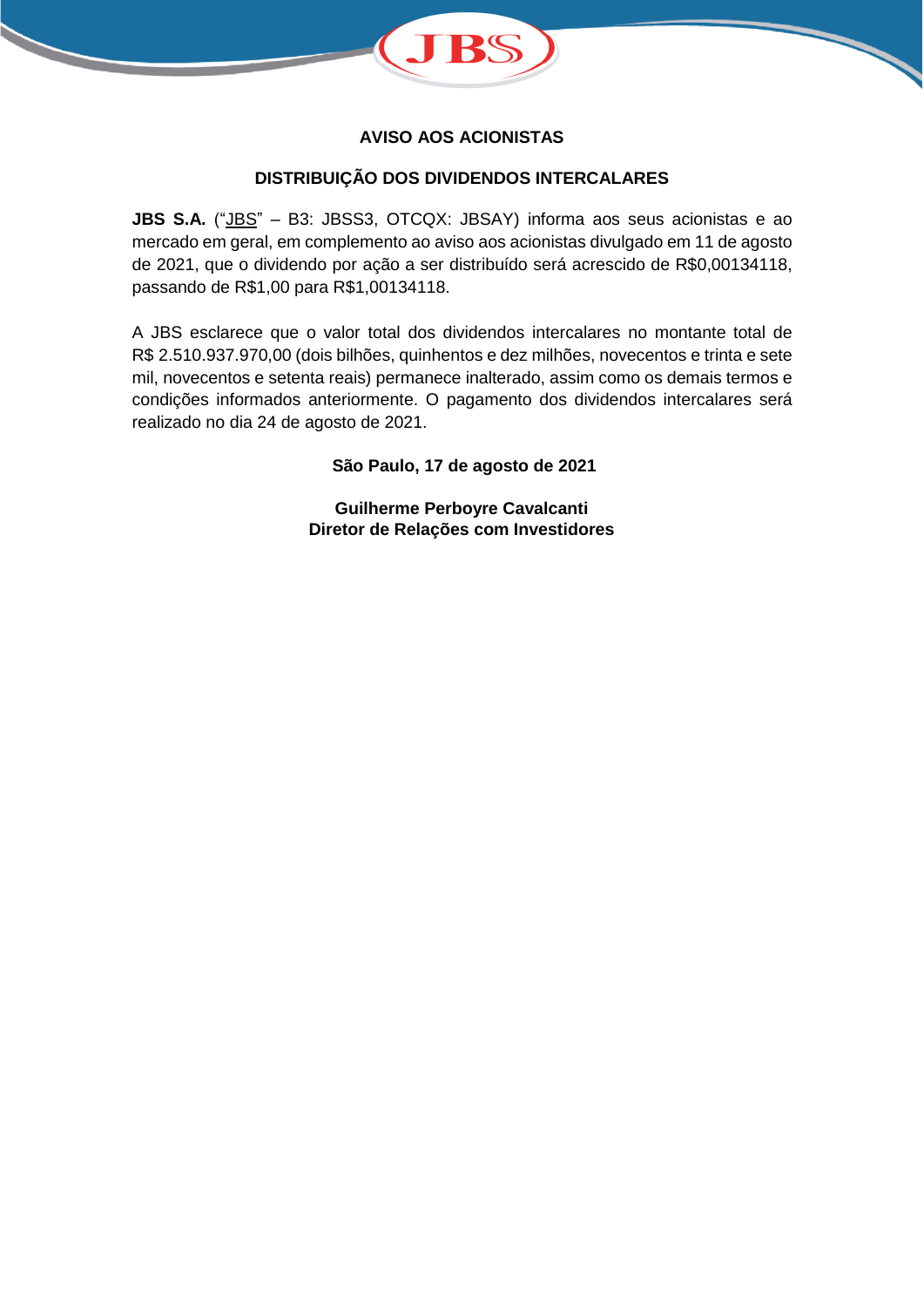## AVISO AOS ACIONISTAS

## DISTRIBUIÇÃO DOS DIVIDENDOS INTERCALARES

**JBS S.A.** ("JBS" – B3: JBSS3, OTCQX: JBSAY) informa aos seus acionistas e ao mercado em geral, em complemento ao aviso aos acionistas divulgado em 11 de agosto de 2021, que o dividendo por ação a ser distribuído será acrescido de R$0,00134118, passando de R$1,00 para R$1,00134118.

A JBS esclarece que o valor total dos dividendos intercalares no montante total de R$ 2.510.937.970,00 (dois bilhões, quinhentos e dez milhões, novecentos e trinta e sete mil, novecentos e setenta reais) permanece inalterado, assim como os demais termos e condições informados anteriormente. O pagamento dos dividendos intercalares será realizado no dia 24 de agosto de 2021.

**São Paulo, 17 de agosto de 2021**

**Guilherme Perboyre Cavalcanti**
**Diretor de Relações com Investidores**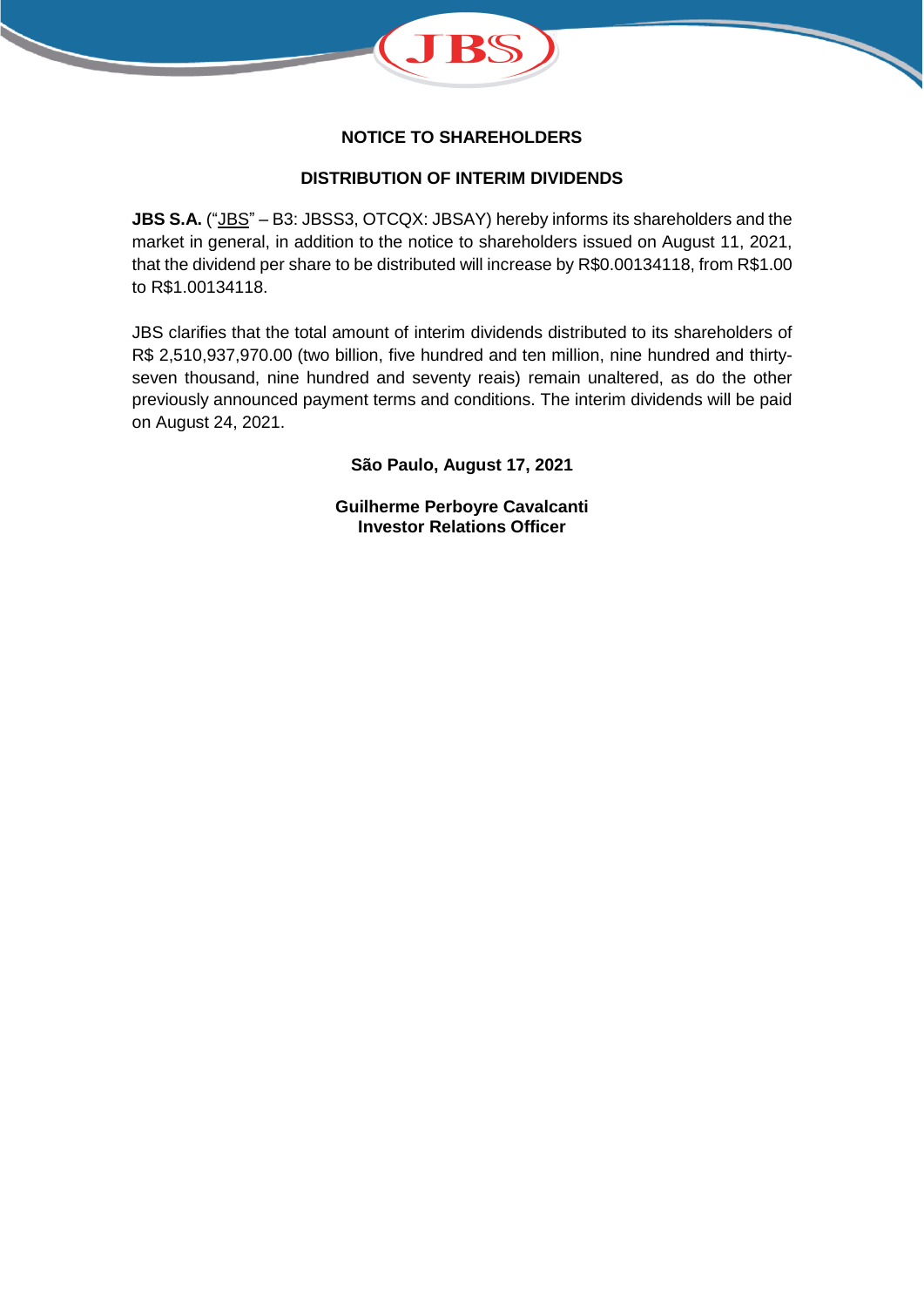**NOTICE TO SHAREHOLDERS**

**DISTRIBUTION OF INTERIM DIVIDENDS**

**JBS S.A.** ("JBS" – B3: JBSS3, OTCQX: JBSAY) hereby informs its shareholders and the market in general, in addition to the notice to shareholders issued on August 11, 2021, that the dividend per share to be distributed will increase by R$0.00134118, from R$1.00 to R$1.00134118.

JBS clarifies that the total amount of interim dividends distributed to its shareholders of R$ 2,510,937,970.00 (two billion, five hundred and ten million, nine hundred and thirty-seven thousand, nine hundred and seventy reais) remain unaltered, as do the other previously announced payment terms and conditions. The interim dividends will be paid on August 24, 2021.

**São Paulo, August 17, 2021**

**Guilherme Perboyre Cavalcanti**
**Investor Relations Officer**